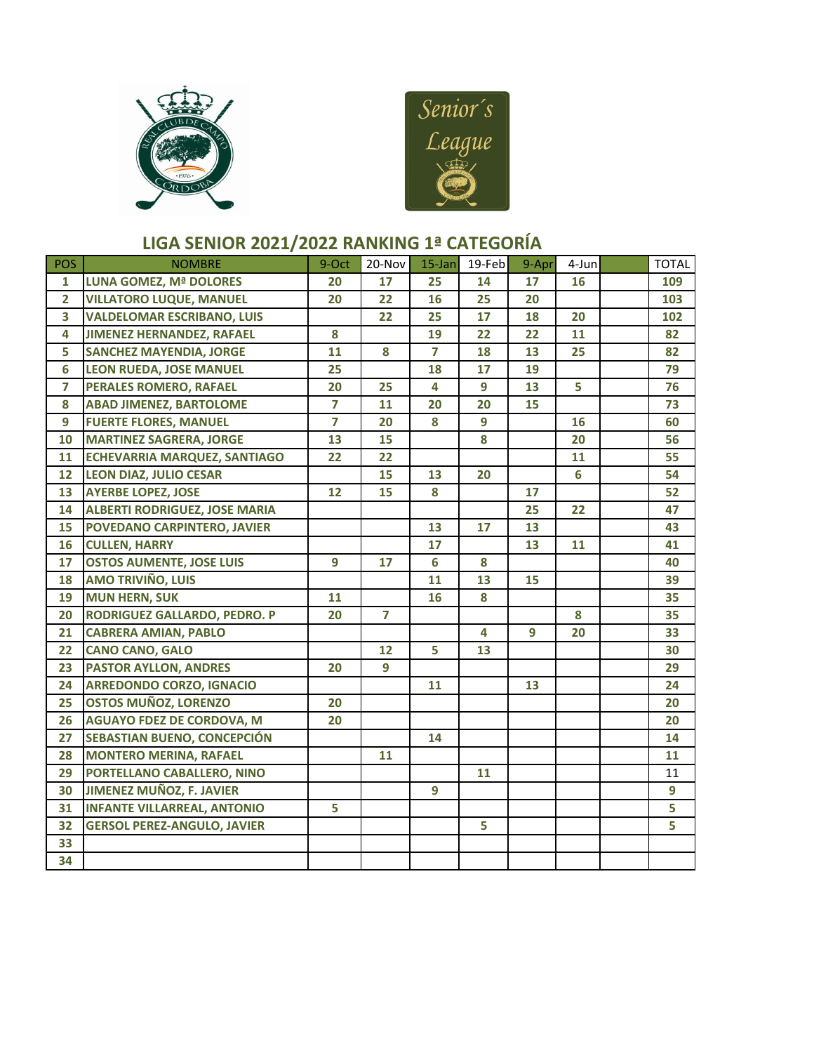## LIGA SENIOR 2021/2022 RANKING 1ª CATEGORÍA

| POS | NOMBRE | 9-Oct | 20-Nov | 15-Jan | 19-Feb | 9-Apr | 4-Jun | | TOTAL |
|---|---|---|---|---|---|---|---|---|---|
| 1 | LUNA GOMEZ, Mª DOLORES | 20 | 17 | 25 | 14 | 17 | 16 | | 109 |
| 2 | VILLATORO LUQUE, MANUEL | 20 | 22 | 16 | 25 | 20 | | | 103 |
| 3 | VALDELOMAR ESCRIBANO, LUIS | | 22 | 25 | 17 | 18 | 20 | | 102 |
| 4 | JIMENEZ HERNANDEZ, RAFAEL | 8 | | 19 | 22 | 22 | 11 | | 82 |
| 5 | SANCHEZ MAYENDIA, JORGE | 11 | 8 | 7 | 18 | 13 | 25 | | 82 |
| 6 | LEON RUEDA, JOSE MANUEL | 25 | | 18 | 17 | 19 | | | 79 |
| 7 | PERALES ROMERO, RAFAEL | 20 | 25 | 4 | 9 | 13 | 5 | | 76 |
| 8 | ABAD JIMENEZ, BARTOLOME | 7 | 11 | 20 | 20 | 15 | | | 73 |
| 9 | FUERTE FLORES, MANUEL | 7 | 20 | 8 | 9 | | 16 | | 60 |
| 10 | MARTINEZ SAGRERA, JORGE | 13 | 15 | | 8 | | 20 | | 56 |
| 11 | ECHEVARRIA MARQUEZ, SANTIAGO | 22 | 22 | | | | 11 | | 55 |
| 12 | LEON DIAZ, JULIO CESAR | | 15 | 13 | 20 | | 6 | | 54 |
| 13 | AYERBE LOPEZ, JOSE | 12 | 15 | 8 | | 17 | | | 52 |
| 14 | ALBERTI RODRIGUEZ, JOSE MARIA | | | | | 25 | 22 | | 47 |
| 15 | POVEDANO CARPINTERO, JAVIER | | | 13 | 17 | 13 | | | 43 |
| 16 | CULLEN, HARRY | | | 17 | | 13 | 11 | | 41 |
| 17 | OSTOS AUMENTE, JOSE LUIS | 9 | 17 | 6 | 8 | | | | 40 |
| 18 | AMO TRIVIÑO, LUIS | | | 11 | 13 | 15 | | | 39 |
| 19 | MUN HERN, SUK | 11 | | 16 | 8 | | | | 35 |
| 20 | RODRIGUEZ GALLARDO, PEDRO. P | 20 | 7 | | | | 8 | | 35 |
| 21 | CABRERA AMIAN, PABLO | | | | 4 | 9 | 20 | | 33 |
| 22 | CANO CANO, GALO | | 12 | 5 | 13 | | | | 30 |
| 23 | PASTOR AYLLON, ANDRES | 20 | 9 | | | | | | 29 |
| 24 | ARREDONDO CORZO, IGNACIO | | | 11 | | 13 | | | 24 |
| 25 | OSTOS MUÑOZ, LORENZO | 20 | | | | | | | 20 |
| 26 | AGUAYO FDEZ DE CORDOVA, M | 20 | | | | | | | 20 |
| 27 | SEBASTIAN BUENO, CONCEPCIÓN | | | 14 | | | | | 14 |
| 28 | MONTERO MERINA, RAFAEL | | 11 | | | | | | 11 |
| 29 | PORTELLANO CABALLERO, NINO | | | | 11 | | | | 11 |
| 30 | JIMENEZ MUÑOZ, F. JAVIER | | | 9 | | | | | 9 |
| 31 | INFANTE VILLARREAL, ANTONIO | 5 | | | | | | | 5 |
| 32 | GERSOL PEREZ-ANGULO, JAVIER | | | | 5 | | | | 5 |
| 33 | | | | | | | | | |
| 34 | | | | | | | | | |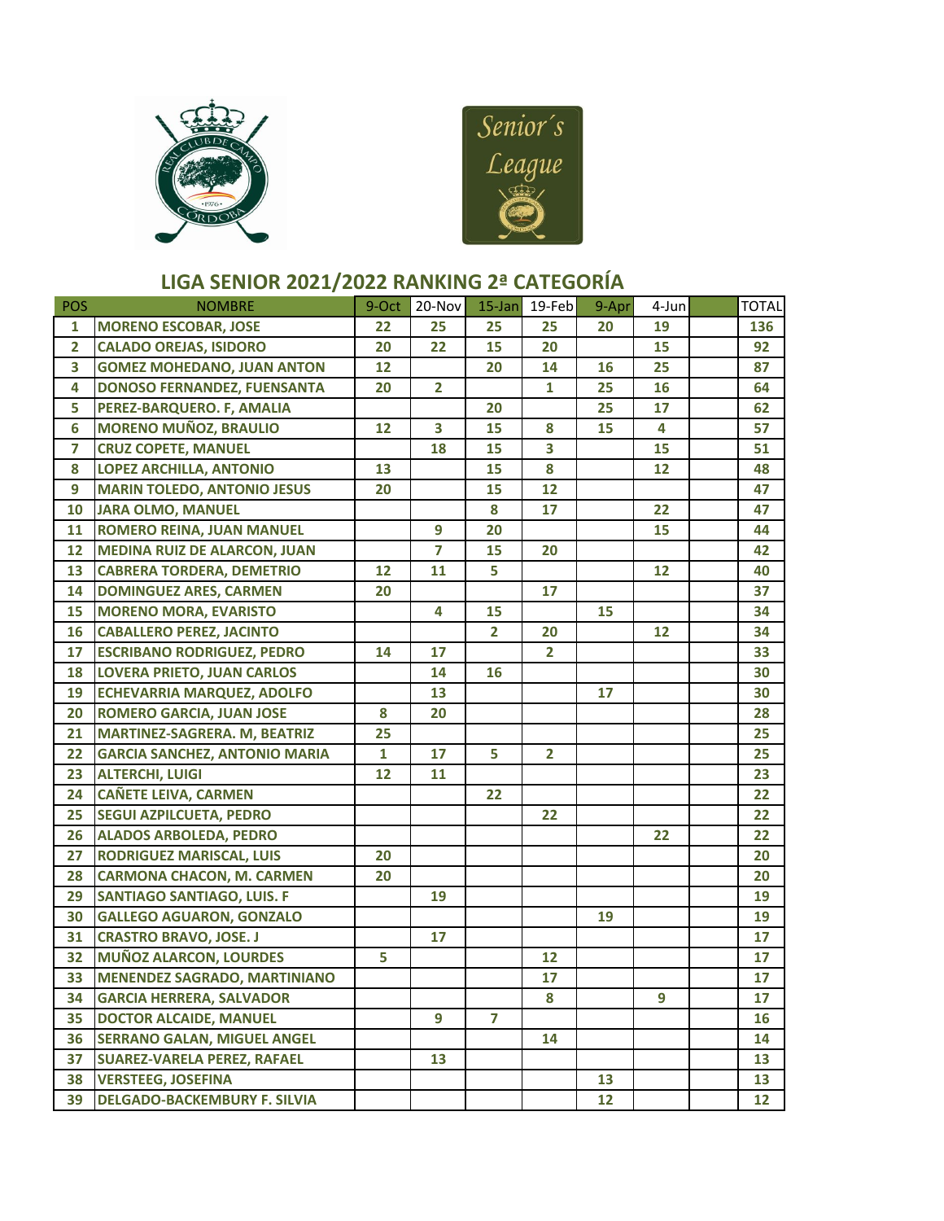## LIGA SENIOR 2021/2022 RANKING 2ª CATEGORÍA

| POS | NOMBRE | 9-Oct | 20-Nov | 15-Jan | 19-Feb | 9-Apr | 4-Jun | | TOTAL |
|---|---|---|---|---|---|---|---|---|---|
| 1 | MORENO ESCOBAR, JOSE | 22 | 25 | 25 | 25 | 20 | 19 | | 136 |
| 2 | CALADO OREJAS, ISIDORO | 20 | 22 | 15 | 20 | | 15 | | 92 |
| 3 | GOMEZ MOHEDANO, JUAN ANTON | 12 | | 20 | 14 | 16 | 25 | | 87 |
| 4 | DONOSO FERNANDEZ, FUENSANTA | 20 | 2 | | 1 | 25 | 16 | | 64 |
| 5 | PEREZ-BARQUERO. F, AMALIA | | | 20 | | 25 | 17 | | 62 |
| 6 | MORENO MUÑOZ, BRAULIO | 12 | 3 | 15 | 8 | 15 | 4 | | 57 |
| 7 | CRUZ COPETE, MANUEL | | 18 | 15 | 3 | | 15 | | 51 |
| 8 | LOPEZ ARCHILLA, ANTONIO | 13 | | 15 | 8 | | 12 | | 48 |
| 9 | MARIN TOLEDO, ANTONIO JESUS | 20 | | 15 | 12 | | | | 47 |
| 10 | JARA OLMO, MANUEL | | | 8 | 17 | | 22 | | 47 |
| 11 | ROMERO REINA, JUAN MANUEL | | 9 | 20 | | | 15 | | 44 |
| 12 | MEDINA RUIZ DE ALARCON, JUAN | | 7 | 15 | 20 | | | | 42 |
| 13 | CABRERA TORDERA, DEMETRIO | 12 | 11 | 5 | | | 12 | | 40 |
| 14 | DOMINGUEZ ARES, CARMEN | 20 | | | 17 | | | | 37 |
| 15 | MORENO MORA, EVARISTO | | 4 | 15 | | 15 | | | 34 |
| 16 | CABALLERO PEREZ, JACINTO | | | 2 | 20 | | 12 | | 34 |
| 17 | ESCRIBANO RODRIGUEZ, PEDRO | 14 | 17 | | 2 | | | | 33 |
| 18 | LOVERA PRIETO, JUAN CARLOS | | 14 | 16 | | | | | 30 |
| 19 | ECHEVARRIA MARQUEZ, ADOLFO | | 13 | | | 17 | | | 30 |
| 20 | ROMERO GARCIA, JUAN JOSE | 8 | 20 | | | | | | 28 |
| 21 | MARTINEZ-SAGRERA. M, BEATRIZ | 25 | | | | | | | 25 |
| 22 | GARCIA SANCHEZ, ANTONIO MARIA | 1 | 17 | 5 | 2 | | | | 25 |
| 23 | ALTERCHI, LUIGI | 12 | 11 | | | | | | 23 |
| 24 | CAÑETE LEIVA, CARMEN | | | 22 | | | | | 22 |
| 25 | SEGUI AZPILCUETA, PEDRO | | | | 22 | | | | 22 |
| 26 | ALADOS ARBOLEDA, PEDRO | | | | | | 22 | | 22 |
| 27 | RODRIGUEZ MARISCAL, LUIS | 20 | | | | | | | 20 |
| 28 | CARMONA CHACON, M. CARMEN | 20 | | | | | | | 20 |
| 29 | SANTIAGO SANTIAGO, LUIS. F | | 19 | | | | | | 19 |
| 30 | GALLEGO AGUARON, GONZALO | | | | | 19 | | | 19 |
| 31 | CRASTRO BRAVO, JOSE. J | | 17 | | | | | | 17 |
| 32 | MUÑOZ ALARCON, LOURDES | 5 | | | 12 | | | | 17 |
| 33 | MENENDEZ SAGRADO, MARTINIANO | | | | 17 | | | | 17 |
| 34 | GARCIA HERRERA, SALVADOR | | | | 8 | | 9 | | 17 |
| 35 | DOCTOR ALCAIDE, MANUEL | | 9 | 7 | | | | | 16 |
| 36 | SERRANO GALAN, MIGUEL ANGEL | | | | 14 | | | | 14 |
| 37 | SUAREZ-VARELA PEREZ, RAFAEL | | 13 | | | | | | 13 |
| 38 | VERSTEEG, JOSEFINA | | | | | 13 | | | 13 |
| 39 | DELGADO-BACKEMBURY F. SILVIA | | | | | 12 | | | 12 |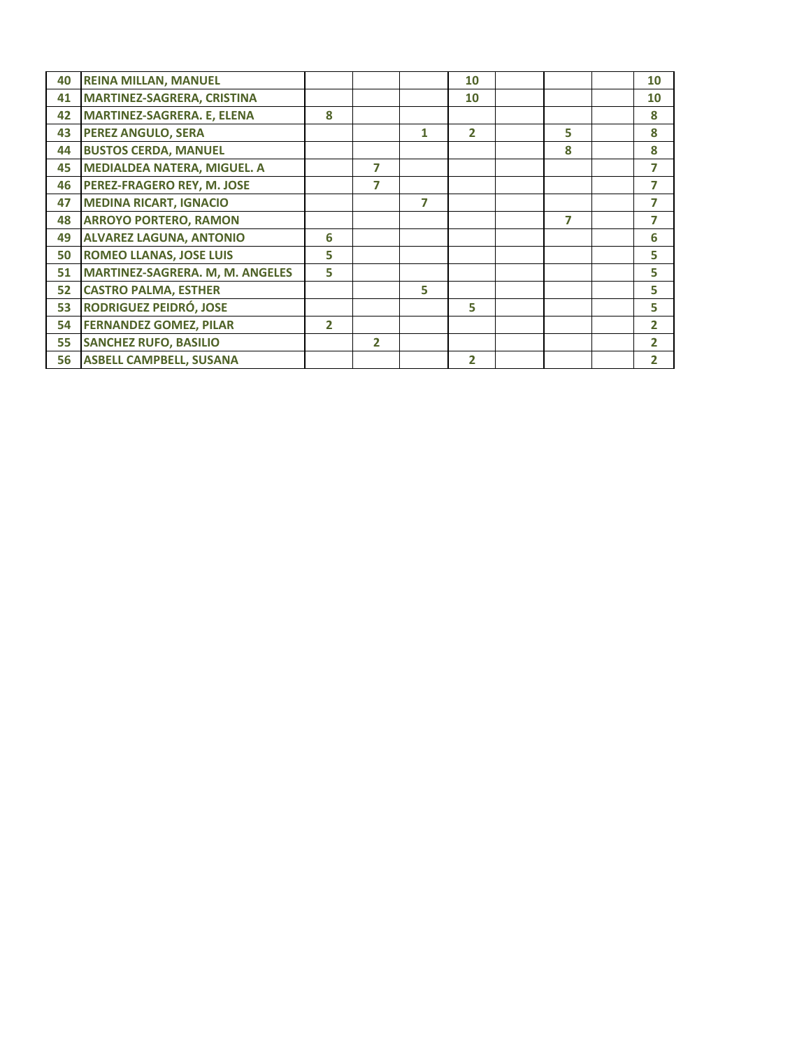| | | | | | | | | | |
|---|---|---|---|---|---|---|---|---|---|
| 40 | REINA MILLAN, MANUEL | | | | 10 | | | | 10 |
| 41 | MARTINEZ-SAGRERA, CRISTINA | | | | 10 | | | | 10 |
| 42 | MARTINEZ-SAGRERA. E, ELENA | 8 | | | | | | | 8 |
| 43 | PEREZ ANGULO, SERA | | | 1 | 2 | | 5 | | 8 |
| 44 | BUSTOS CERDA, MANUEL | | | | | | 8 | | 8 |
| 45 | MEDIALDEA NATERA, MIGUEL. A | | 7 | | | | | | 7 |
| 46 | PEREZ-FRAGERO REY, M. JOSE | | 7 | | | | | | 7 |
| 47 | MEDINA RICART, IGNACIO | | | 7 | | | | | 7 |
| 48 | ARROYO PORTERO, RAMON | | | | | | 7 | | 7 |
| 49 | ALVAREZ LAGUNA, ANTONIO | 6 | | | | | | | 6 |
| 50 | ROMEO LLANAS, JOSE LUIS | 5 | | | | | | | 5 |
| 51 | MARTINEZ-SAGRERA. M, M. ANGELES | 5 | | | | | | | 5 |
| 52 | CASTRO PALMA, ESTHER | | | 5 | | | | | 5 |
| 53 | RODRIGUEZ PEIDRÓ, JOSE | | | | 5 | | | | 5 |
| 54 | FERNANDEZ GOMEZ, PILAR | 2 | | | | | | | 2 |
| 55 | SANCHEZ RUFO, BASILIO | | 2 | | | | | | 2 |
| 56 | ASBELL CAMPBELL, SUSANA | | | | 2 | | | | 2 |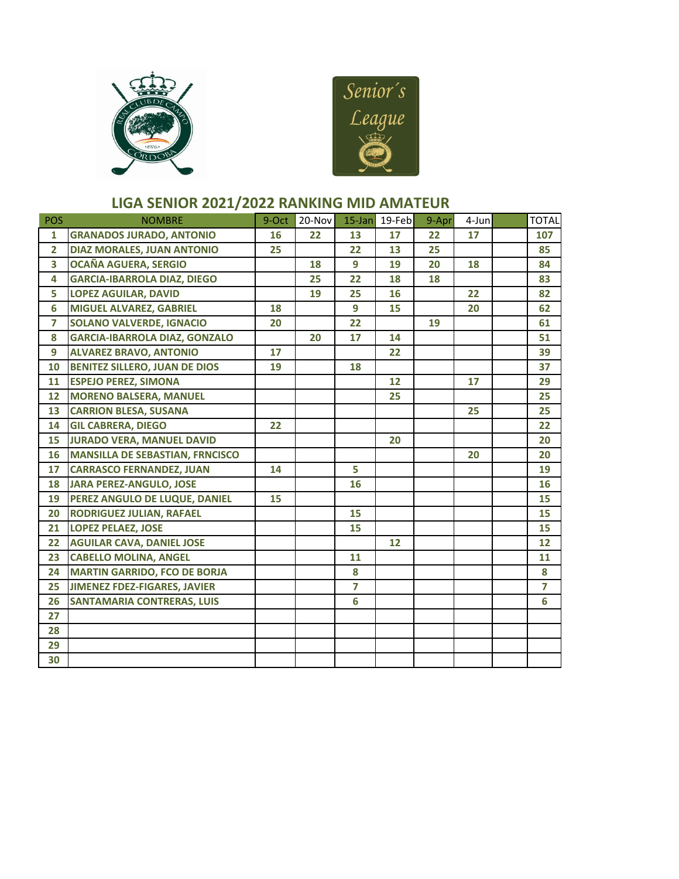## LIGA SENIOR 2021/2022 RANKING MID AMATEUR

| POS | NOMBRE | 9-Oct | 20-Nov | 15-Jan | 19-Feb | 9-Apr | 4-Jun | | TOTAL |
|---|---|---|---|---|---|---|---|---|---|
| 1 | GRANADOS JURADO, ANTONIO | 16 | 22 | 13 | 17 | 22 | 17 | | 107 |
| 2 | DIAZ MORALES, JUAN ANTONIO | 25 | | 22 | 13 | 25 | | | 85 |
| 3 | OCAÑA AGUERA, SERGIO | | 18 | 9 | 19 | 20 | 18 | | 84 |
| 4 | GARCIA-IBARROLA DIAZ, DIEGO | | 25 | 22 | 18 | 18 | | | 83 |
| 5 | LOPEZ AGUILAR, DAVID | | 19 | 25 | 16 | | 22 | | 82 |
| 6 | MIGUEL ALVAREZ, GABRIEL | 18 | | 9 | 15 | | 20 | | 62 |
| 7 | SOLANO VALVERDE, IGNACIO | 20 | | 22 | | 19 | | | 61 |
| 8 | GARCIA-IBARROLA DIAZ, GONZALO | | 20 | 17 | 14 | | | | 51 |
| 9 | ALVAREZ BRAVO, ANTONIO | 17 | | | 22 | | | | 39 |
| 10 | BENITEZ SILLERO, JUAN DE DIOS | 19 | | 18 | | | | | 37 |
| 11 | ESPEJO PEREZ, SIMONA | | | | 12 | | 17 | | 29 |
| 12 | MORENO BALSERA, MANUEL | | | | 25 | | | | 25 |
| 13 | CARRION BLESA, SUSANA | | | | | | 25 | | 25 |
| 14 | GIL CABRERA, DIEGO | 22 | | | | | | | 22 |
| 15 | JURADO VERA, MANUEL DAVID | | | | 20 | | | | 20 |
| 16 | MANSILLA DE SEBASTIAN, FRNCISCO | | | | | | 20 | | 20 |
| 17 | CARRASCO FERNANDEZ, JUAN | 14 | | 5 | | | | | 19 |
| 18 | JARA PEREZ-ANGULO, JOSE | | | 16 | | | | | 16 |
| 19 | PEREZ ANGULO DE LUQUE, DANIEL | 15 | | | | | | | 15 |
| 20 | RODRIGUEZ JULIAN, RAFAEL | | | 15 | | | | | 15 |
| 21 | LOPEZ PELAEZ, JOSE | | | 15 | | | | | 15 |
| 22 | AGUILAR CAVA, DANIEL JOSE | | | | 12 | | | | 12 |
| 23 | CABELLO MOLINA, ANGEL | | | 11 | | | | | 11 |
| 24 | MARTIN GARRIDO, FCO DE BORJA | | | 8 | | | | | 8 |
| 25 | JIMENEZ FDEZ-FIGARES, JAVIER | | | 7 | | | | | 7 |
| 26 | SANTAMARIA CONTRERAS, LUIS | | | 6 | | | | | 6 |
| 27 | | | | | | | | | |
| 28 | | | | | | | | | |
| 29 | | | | | | | | | |
| 30 | | | | | | | | | |